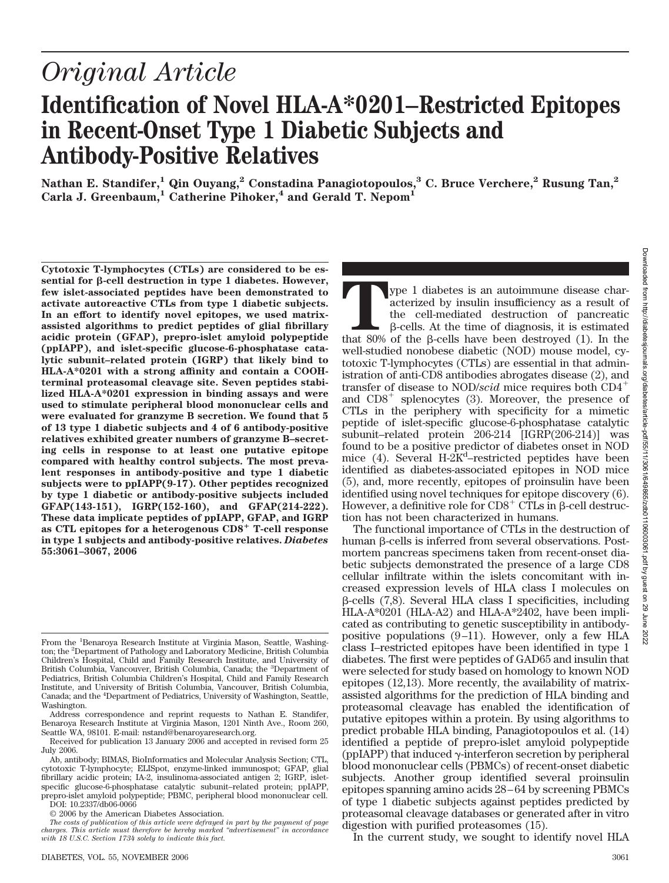# Original Article

# Identification of Novel HLA-A*0201–Restricted Epitopes in Recent-Onset Type 1 Diabetic Subjects and Antibody-Positive Relatives

**Nathan E. Standifer,[1] Qin Ouyang,[2] Constadina Panagiotopoulos,[3] C. Bruce Verchere,[2] Rusung Tan,[2] Carla J. Greenbaum,[1] Catherine Pihoker,[4] and Gerald T. Nepom[1]**

**Cytotoxic T-lymphocytes (CTLs) are considered to be essential for β-cell destruction in type 1 diabetes. However, few islet-associated peptides have been demonstrated to activate autoreactive CTLs from type 1 diabetic subjects. In an effort to identify novel epitopes, we used matrix-assisted algorithms to predict peptides of glial fibrillary acidic protein (GFAP), prepro-islet amyloid polypeptide (ppIAPP), and islet-specific glucose-6-phosphatase catalytic subunit–related protein (IGRP) that likely bind to HLA-A*0201 with a strong affinity and contain a COOH-terminal proteasomal cleavage site. Seven peptides stabilized HLA-A*0201 expression in binding assays and were used to stimulate peripheral blood mononuclear cells and were evaluated for granzyme B secretion. We found that 5 of 13 type 1 diabetic subjects and 4 of 6 antibody-positive relatives exhibited greater numbers of granzyme B–secreting cells in response to at least one putative epitope compared with healthy control subjects. The most prevalent responses in antibody-positive and type 1 diabetic subjects were to ppIAPP(9-17). Other peptides recognized by type 1 diabetic or antibody-positive subjects included GFAP(143-151), IGRP(152-160), and GFAP(214-222). These data implicate peptides of ppIAPP, GFAP, and IGRP as CTL epitopes for a heterogenous $CD8^+$ T-cell response in type 1 subjects and antibody-positive relatives.** ***Diabetes* 55:3061–3067, 2006**

Type 1 diabetes is an autoimmune disease characterized by insulin insufficiency as a result of the cell-mediated destruction of pancreatic β-cells. At the time of diagnosis, it is estimated that 80% of the β-cells have been destroyed (1). In the well-studied nonobese diabetic (NOD) mouse model, cytotoxic T-lymphocytes (CTLs) are essential in that administration of anti-CD8 antibodies abrogates disease (2), and transfer of disease to NOD/*scid* mice requires both $CD4^+$ and $CD8^+$ splenocytes (3). Moreover, the presence of CTLs in the periphery with specificity for a mimetic peptide of islet-specific glucose-6-phosphatase catalytic subunit–related protein 206-214 [IGRP(206-214)] was found to be a positive predictor of diabetes onset in NOD mice (4). Several H-2K$^d$–restricted peptides have been identified as diabetes-associated epitopes in NOD mice (5), and, more recently, epitopes of proinsulin have been identified using novel techniques for epitope discovery (6). However, a definitive role for $CD8^+$ CTLs in β-cell destruction has not been characterized in humans.

The functional importance of CTLs in the destruction of human β-cells is inferred from several observations. Postmortem pancreas specimens taken from recent-onset diabetic subjects demonstrated the presence of a large CD8 cellular infiltrate within the islets concomitant with increased expression levels of HLA class I molecules on β-cells (7,8). Several HLA class I specificities, including HLA-A*0201 (HLA-A2) and HLA-A*2402, have been implicated as contributing to genetic susceptibility in antibody-positive populations (9–11). However, only a few HLA class I–restricted epitopes have been identified in type 1 diabetes. The first were peptides of GAD65 and insulin that were selected for study based on homology to known NOD epitopes (12,13). More recently, the availability of matrix-assisted algorithms for the prediction of HLA binding and proteasomal cleavage has enabled the identification of putative epitopes within a protein. By using algorithms to predict probable HLA binding, Panagiotopoulos et al. (14) identified a peptide of prepro-islet amyloid polypeptide (ppIAPP) that induced γ-interferon secretion by peripheral blood mononuclear cells (PBMCs) of recent-onset diabetic subjects. Another group identified several proinsulin epitopes spanning amino acids 28–64 by screening PBMCs of type 1 diabetic subjects against peptides predicted by proteasomal cleavage databases or generated after in vitro digestion with purified proteasomes (15).

In the current study, we sought to identify novel HLA

---

From the [1]Benaroya Research Institute at Virginia Mason, Seattle, Washington; the [2]Department of Pathology and Laboratory Medicine, British Columbia Children's Hospital, Child and Family Research Institute, and University of British Columbia, Vancouver, British Columbia, Canada; the [3]Department of Pediatrics, British Columbia Children's Hospital, Child and Family Research Institute, and University of British Columbia, Vancouver, British Columbia, Canada; and the [4]Department of Pediatrics, University of Washington, Seattle, Washington.

Address correspondence and reprint requests to Nathan E. Standifer, Benaroya Research Institute at Virginia Mason, 1201 Ninth Ave., Room 260, Seattle WA, 98101. E-mail: nstand@benaroyaresearch.org.

Received for publication 13 January 2006 and accepted in revised form 25 July 2006.

Ab, antibody; BIMAS, BioInformatics and Molecular Analysis Section; CTL, cytotoxic T-lymphocyte; ELISpot, enzyme-linked immunospot; GFAP, glial fibrillary acidic protein; IA-2, insulinoma-associated antigen 2; IGRP, islet-specific glucose-6-phosphatase catalytic subunit–related protein; ppIAPP, prepro-islet amyloid polypeptide; PBMC, peripheral blood mononuclear cell.

DOI: 10.2337/db06-0066

© 2006 by the American Diabetes Association.

*The costs of publication of this article were defrayed in part by the payment of page charges. This article must therefore be hereby marked "advertisement" in accordance with 18 U.S.C. Section 1734 solely to indicate this fact.*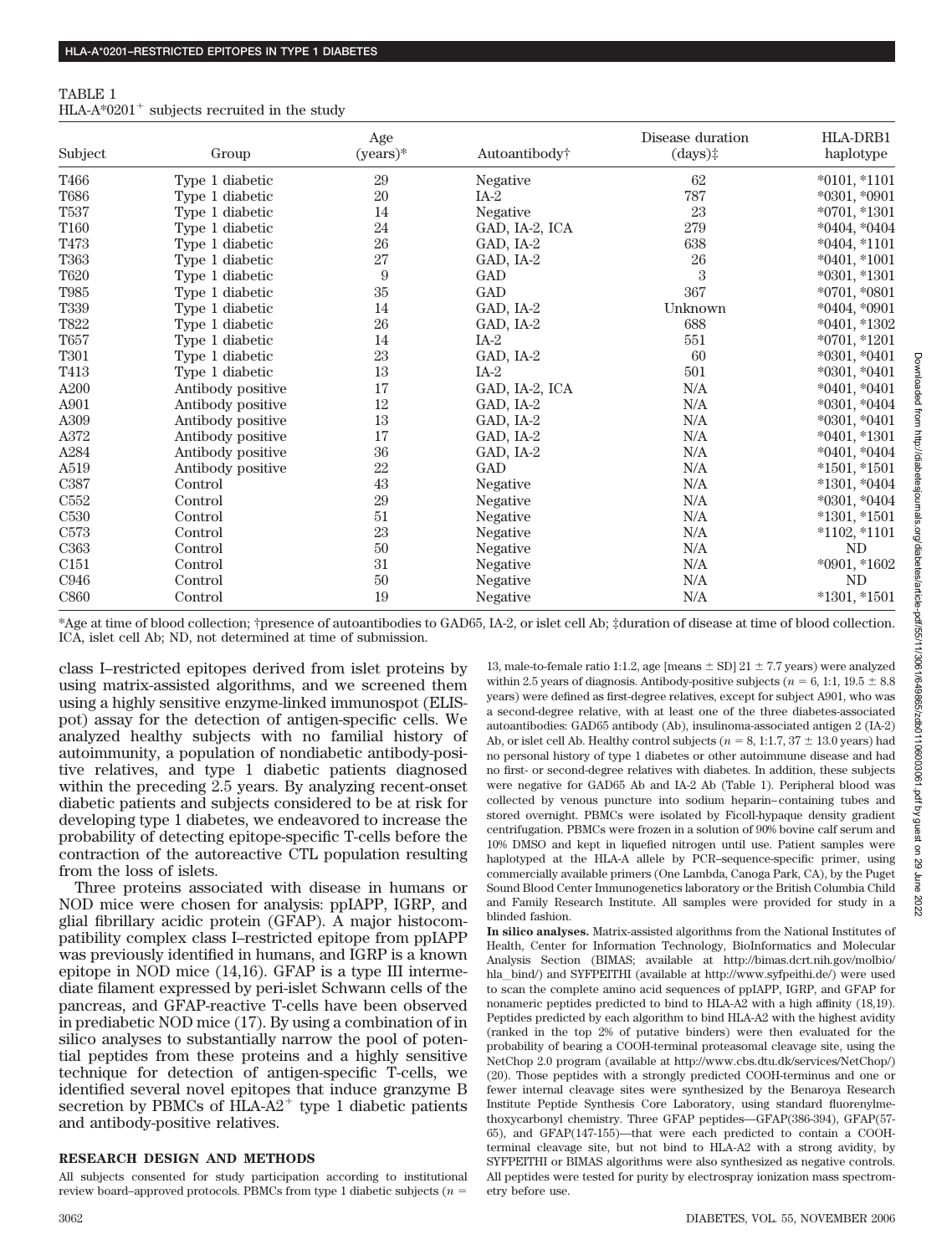TABLE 1
HLA-A*0201$^{+}$ subjects recruited in the study

| Subject | Group | Age (years)* | Autoantibody† | Disease duration (days)‡ | HLA-DRB1 haplotype |
|---|---|---|---|---|---|
| T466 | Type 1 diabetic | 29 | Negative | 62 | *0101, *1101 |
| T686 | Type 1 diabetic | 20 | IA-2 | 787 | *0301, *0901 |
| T537 | Type 1 diabetic | 14 | Negative | 23 | *0701, *1301 |
| T160 | Type 1 diabetic | 24 | GAD, IA-2, ICA | 279 | *0404, *0404 |
| T473 | Type 1 diabetic | 26 | GAD, IA-2 | 638 | *0404, *1101 |
| T363 | Type 1 diabetic | 27 | GAD, IA-2 | 26 | *0401, *1001 |
| T620 | Type 1 diabetic | 9 | GAD | 3 | *0301, *1301 |
| T985 | Type 1 diabetic | 35 | GAD | 367 | *0701, *0801 |
| T339 | Type 1 diabetic | 14 | GAD, IA-2 | Unknown | *0404, *0901 |
| T822 | Type 1 diabetic | 26 | GAD, IA-2 | 688 | *0401, *1302 |
| T657 | Type 1 diabetic | 14 | IA-2 | 551 | *0701, *1201 |
| T301 | Type 1 diabetic | 23 | GAD, IA-2 | 60 | *0301, *0401 |
| T413 | Type 1 diabetic | 13 | IA-2 | 501 | *0301, *0401 |
| A200 | Antibody positive | 17 | GAD, IA-2, ICA | N/A | *0401, *0401 |
| A901 | Antibody positive | 12 | GAD, IA-2 | N/A | *0301, *0404 |
| A309 | Antibody positive | 13 | GAD, IA-2 | N/A | *0301, *0401 |
| A372 | Antibody positive | 17 | GAD, IA-2 | N/A | *0401, *1301 |
| A284 | Antibody positive | 36 | GAD, IA-2 | N/A | *0401, *0404 |
| A519 | Antibody positive | 22 | GAD | N/A | *1501, *1501 |
| C387 | Control | 43 | Negative | N/A | *1301, *0404 |
| C552 | Control | 29 | Negative | N/A | *0301, *0404 |
| C530 | Control | 51 | Negative | N/A | *1301, *1501 |
| C573 | Control | 23 | Negative | N/A | *1102, *1101 |
| C363 | Control | 50 | Negative | N/A | ND |
| C151 | Control | 31 | Negative | N/A | *0901, *1602 |
| C946 | Control | 50 | Negative | N/A | ND |
| C860 | Control | 19 | Negative | N/A | *1301, *1501 |

*Age at time of blood collection; †presence of autoantibodies to GAD65, IA-2, or islet cell Ab; ‡duration of disease at time of blood collection. ICA, islet cell Ab; ND, not determined at time of submission.

class I–restricted epitopes derived from islet proteins by using matrix-assisted algorithms, and we screened them using a highly sensitive enzyme-linked immunospot (ELISpot) assay for the detection of antigen-specific cells. We analyzed healthy subjects with no familial history of autoimmunity, a population of nondiabetic antibody-positive relatives, and type 1 diabetic patients diagnosed within the preceding 2.5 years. By analyzing recent-onset diabetic patients and subjects considered to be at risk for developing type 1 diabetes, we endeavored to increase the probability of detecting epitope-specific T-cells before the contraction of the autoreactive CTL population resulting from the loss of islets.

Three proteins associated with disease in humans or NOD mice were chosen for analysis: ppIAPP, IGRP, and glial fibrillary acidic protein (GFAP). A major histocompatibility complex class I–restricted epitope from ppIAPP was previously identified in humans, and IGRP is a known epitope in NOD mice (14,16). GFAP is a type III intermediate filament expressed by peri-islet Schwann cells of the pancreas, and GFAP-reactive T-cells have been observed in prediabetic NOD mice (17). By using a combination of in silico analyses to substantially narrow the pool of potential peptides from these proteins and a highly sensitive technique for detection of antigen-specific T-cells, we identified several novel epitopes that induce granzyme B secretion by PBMCs of HLA-A2$^{+}$ type 1 diabetic patients and antibody-positive relatives.

## RESEARCH DESIGN AND METHODS

All subjects consented for study participation according to institutional review board–approved protocols. PBMCs from type 1 diabetic subjects ($n$ = 13, male-to-female ratio 1:1.2, age [means ± SD] 21 ± 7.7 years) were analyzed within 2.5 years of diagnosis. Antibody-positive subjects ($n$ = 6, 1:1, 19.5 ± 8.8 years) were defined as first-degree relatives, except for subject A901, who was a second-degree relative, with at least one of the three diabetes-associated autoantibodies: GAD65 antibody (Ab), insulinoma-associated antigen 2 (IA-2) Ab, or islet cell Ab. Healthy control subjects ($n$ = 8, 1:1.7, 37 ± 13.0 years) had no personal history of type 1 diabetes or other autoimmune disease and had no first- or second-degree relatives with diabetes. In addition, these subjects were negative for GAD65 Ab and IA-2 Ab (Table 1). Peripheral blood was collected by venous puncture into sodium heparin–containing tubes and stored overnight. PBMCs were isolated by Ficoll-hypaque density gradient centrifugation. PBMCs were frozen in a solution of 90% bovine calf serum and 10% DMSO and kept in liquefied nitrogen until use. Patient samples were haplotyped at the HLA-A allele by PCR–sequence-specific primer, using commercially available primers (One Lambda, Canoga Park, CA), by the Puget Sound Blood Center Immunogenetics laboratory or the British Columbia Child and Family Research Institute. All samples were provided for study in a blinded fashion.

**In silico analyses.** Matrix-assisted algorithms from the National Institutes of Health, Center for Information Technology, BioInformatics and Molecular Analysis Section (BIMAS; available at http://bimas.dcrt.nih.gov/molbio/hla_bind/) and SYFPEITHI (available at http://www.syfpeithi.de/) were used to scan the complete amino acid sequences of ppIAPP, IGRP, and GFAP for nonameric peptides predicted to bind to HLA-A2 with a high affinity (18,19). Peptides predicted by each algorithm to bind HLA-A2 with the highest avidity (ranked in the top 2% of putative binders) were then evaluated for the probability of bearing a COOH-terminal proteasomal cleavage site, using the NetChop 2.0 program (available at http://www.cbs.dtu.dk/services/NetChop/) (20). Those peptides with a strongly predicted COOH-terminus and one or fewer internal cleavage sites were synthesized by the Benaroya Research Institute Peptide Synthesis Core Laboratory, using standard fluorenylmethoxycarbonyl chemistry. Three GFAP peptides—GFAP(386-394), GFAP(57-65), and GFAP(147-155)—that were each predicted to contain a COOH-terminal cleavage site, but not bind to HLA-A2 with a strong avidity, by SYFPEITHI or BIMAS algorithms were also synthesized as negative controls. All peptides were tested for purity by electrospray ionization mass spectrometry before use.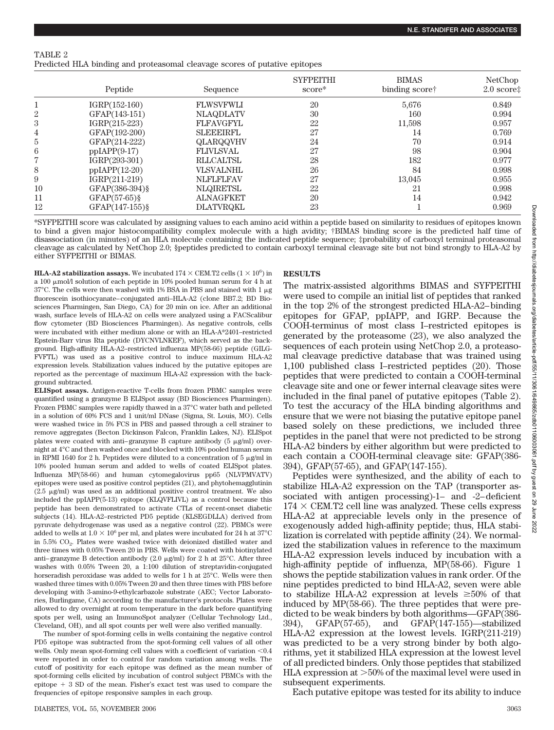TABLE 2
Predicted HLA binding and proteasomal cleavage scores of putative epitopes

| | Peptide | Sequence | SYFPEITHI score* | BIMAS binding score† | NetChop 2.0 score‡ |
|---|---|---|---|---|---|
| 1 | IGRP(152-160) | FLWSVFWLI | 20 | 5,676 | 0.849 |
| 2 | GFAP(143-151) | NLAQDLATV | 30 | 160 | 0.994 |
| 3 | IGRP(215-223) | FLFAVGFYL | 22 | 11,598 | 0.957 |
| 4 | GFAP(192-200) | SLEEEIRFL | 27 | 14 | 0.769 |
| 5 | GFAP(214-222) | QLARQQVHV | 24 | 70 | 0.914 |
| 6 | ppIAPP(9-17) | FLIVLSVAL | 27 | 98 | 0.904 |
| 7 | IGRP(293-301) | RLLCALTSL | 28 | 182 | 0.977 |
| 8 | ppIAPP(12-20) | VLSVALNHL | 26 | 84 | 0.998 |
| 9 | IGRP(211-219) | NLFLFLFAV | 27 | 13,045 | 0.955 |
| 10 | GFAP(386-394)§ | NLQIRETSL | 22 | 21 | 0.998 |
| 11 | GFAP(57-65)§ | ALNAGFKET | 20 | 14 | 0.942 |
| 12 | GFAP(147-155)§ | DLATVRQKL | 23 | 1 | 0.969 |

*SYFPEITHI score was calculated by assigning values to each amino acid within a peptide based on similarity to residues of epitopes known to bind a given major histocompatibility complex molecule with a high avidity; †BIMAS binding score is the predicted half time of disassociation (in minutes) of an HLA molecule containing the indicated peptide sequence; ‡probability of carboxyl terminal proteasomal cleavage as calculated by NetChop 2.0; §peptides predicted to contain carboxyl terminal cleavage site but not bind strongly to HLA-A2 by either SYFPEITHI or BIMAS.

**HLA-A2 stabilization assays.** We incubated 174 × CEM.T2 cells ($1 \times 10^6$) in a 100 μmol/l solution of each peptide in 10% pooled human serum for 4 h at 37°C. The cells were then washed with 1% BSA in PBS and stained with 1 μg fluorescein isothiocyanate–conjugated anti–HLA-A2 (clone BB7.2; BD Biosciences Pharmingen, San Diego, CA) for 20 min on ice. After an additional wash, surface levels of HLA-A2 on cells were analyzed using a FACScalibur flow cytometer (BD Biosciences Pharmingen). As negative controls, cells were incubated with either medium alone or with an HLA-A*2401–restricted Epstein-Barr virus Rta peptide (DYCNVLNKEF), which served as the background. High-affinity HLA-A2–restricted influenza MP(58-66) peptide (GILGFVFTL) was used as a positive control to induce maximum HLA-A2 expression levels. Stabilization values induced by the putative epitopes are reported as the percentage of maximum HLA-A2 expression with the background subtracted.

**ELISpot assays.** Antigen-reactive T-cells from frozen PBMC samples were quantified using a granzyme B ELISpot assay (BD Biosciences Pharmingen). Frozen PBMC samples were rapidly thawed in a 37°C water bath and pelleted in a solution of 60% FCS and 1 unit/ml DNase (Sigma, St. Louis, MO). Cells were washed twice in 5% FCS in PBS and passed through a cell strainer to remove aggregates (Becton Dickinson Falcon, Franklin Lakes, NJ). ELISpot plates were coated with anti–granzyme B capture antibody (5 μg/ml) overnight at 4°C and then washed once and blocked with 10% pooled human serum in RPMI 1640 for 2 h. Peptides were diluted to a concentration of 5 μg/ml in 10% pooled human serum and added to wells of coated ELISpot plates. Influenza MP(58-66) and human cytomegalovirus pp65 (NLVPMVATV) epitopes were used as positive control peptides (21), and phytohemagglutinin (2.5 μg/ml) was used as an additional positive control treatment. We also included the ppIAPP(5-13) epitope (KLQVFLIVL) as a control because this peptide has been demonstrated to activate CTLs of recent-onset diabetic subjects (14). HLA-A2–restricted PD5 peptide (KLSEGDLLA) derived from pyruvate dehydrogenase was used as a negative control (22). PBMCs were added to wells at $1.0 \times 10^6$ per ml, and plates were incubated for 24 h at 37°C in 5.5% $CO_2$. Plates were washed twice with deionized distilled water and three times with 0.05% Tween 20 in PBS. Wells were coated with biotinylated anti–granzyme B detection antibody (2.0 μg/ml) for 2 h at 25°C. After three washes with 0.05% Tween 20, a 1:100 dilution of streptavidin-conjugated horseradish peroxidase was added to wells for 1 h at 25°C. Wells were then washed three times with 0.05% Tween 20 and then three times with PBS before developing with 3-amino-9-ethylcarbazole substrate (AEC; Vector Laboratories, Burlingame, CA) according to the manufacturer's protocols. Plates were allowed to dry overnight at room temperature in the dark before quantifying spots per well, using an ImmunoSpot analyzer (Cellular Technology Ltd., Cleveland, OH), and all spot counts per well were also verified manually.

The number of spot-forming cells in wells containing the negative control PD5 epitope was subtracted from the spot-forming cell values of all other wells. Only mean spot-forming cell values with a coefficient of variation <0.4 were reported in order to control for random variation among wells. The cutoff of positivity for each epitope was defined as the mean number of spot-forming cells elicited by incubation of control subject PBMCs with the epitope + 3 SD of the mean. Fisher's exact test was used to compare the frequencies of epitope responsive samples in each group.

## RESULTS

The matrix-assisted algorithms BIMAS and SYFPEITHI were used to compile an initial list of peptides that ranked in the top 2% of the strongest predicted HLA-A2–binding epitopes for GFAP, ppIAPP, and IGRP. Because the COOH-terminus of most class I–restricted epitopes is generated by the proteasome (23), we also analyzed the sequences of each protein using NetChop 2.0, a proteasomal cleavage predictive database that was trained using 1,100 published class I–restricted peptides (20). Those peptides that were predicted to contain a COOH-terminal cleavage site and one or fewer internal cleavage sites were included in the final panel of putative epitopes (Table 2). To test the accuracy of the HLA binding algorithms and ensure that we were not biasing the putative epitope panel based solely on these predictions, we included three peptides in the panel that were not predicted to be strong HLA-A2 binders by either algorithm but were predicted to each contain a COOH-terminal cleavage site: GFAP(386-394), GFAP(57-65), and GFAP(147-155).

Peptides were synthesized, and the ability of each to stabilize HLA-A2 expression on the TAP (transporter associated with antigen processing)-1– and -2–deficient 174 × CEM.T2 cell line was analyzed. These cells express HLA-A2 at appreciable levels only in the presence of exogenously added high-affinity peptide; thus, HLA stabilization is correlated with peptide affinity (24). We normalized the stabilization values in reference to the maximum HLA-A2 expression levels induced by incubation with a high-affinity peptide of influenza, MP(58-66). Figure 1 shows the peptide stabilization values in rank order. Of the nine peptides predicted to bind HLA-A2, seven were able to stabilize HLA-A2 expression at levels ≥50% of that induced by MP(58-66). The three peptides that were predicted to be weak binders by both algorithms—GFAP(386-394), GFAP(57-65), and GFAP(147-155)—stabilized HLA-A2 expression at the lowest levels. IGRP(211-219) was predicted to be a very strong binder by both algorithms, yet it stabilized HLA expression at the lowest level of all predicted binders. Only those peptides that stabilized HLA expression at >50% of the maximal level were used in subsequent experiments.

Each putative epitope was tested for its ability to induce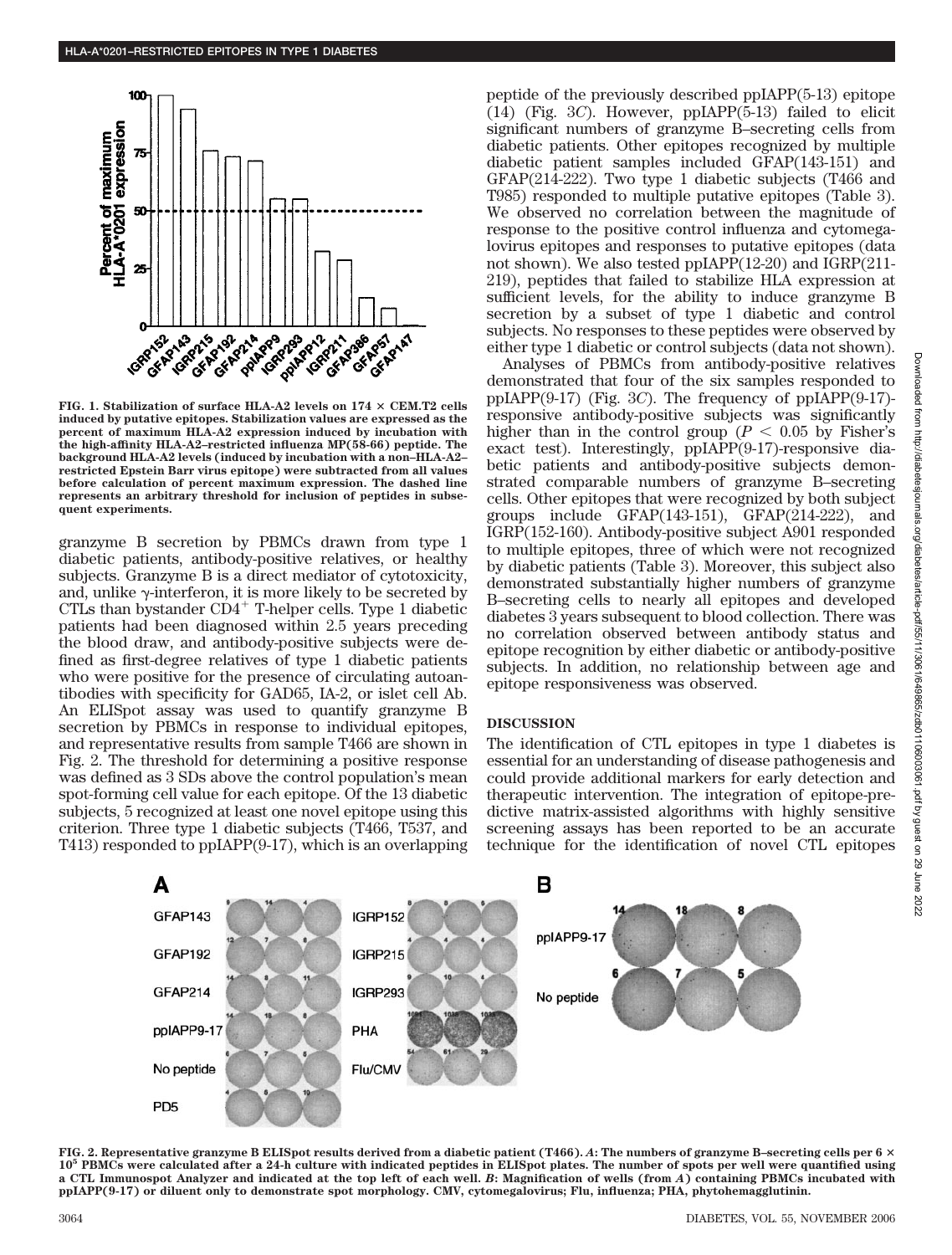FIG. 1. Stabilization of surface HLA-A2 levels on 174 × CEM.T2 cells induced by putative epitopes. Stabilization values are expressed as the percent of maximum HLA-A2 expression induced by incubation with the high-affinity HLA-A2–restricted influenza MP(58-66) peptide. The background HLA-A2 levels (induced by incubation with a non–HLA-A2–restricted Epstein Barr virus epitope) were subtracted from all values before calculation of percent maximum expression. The dashed line represents an arbitrary threshold for inclusion of peptides in subsequent experiments.

granzyme B secretion by PBMCs drawn from type 1 diabetic patients, antibody-positive relatives, or healthy subjects. Granzyme B is a direct mediator of cytotoxicity, and, unlike γ-interferon, it is more likely to be secreted by CTLs than bystander $CD4^+$ T-helper cells. Type 1 diabetic patients had been diagnosed within 2.5 years preceding the blood draw, and antibody-positive subjects were defined as first-degree relatives of type 1 diabetic patients who were positive for the presence of circulating autoantibodies with specificity for GAD65, IA-2, or islet cell Ab. An ELISpot assay was used to quantify granzyme B secretion by PBMCs in response to individual epitopes, and representative results from sample T466 are shown in Fig. 2. The threshold for determining a positive response was defined as 3 SDs above the control population's mean spot-forming cell value for each epitope. Of the 13 diabetic subjects, 5 recognized at least one novel epitope using this criterion. Three type 1 diabetic subjects (T466, T537, and T413) responded to ppIAPP(9-17), which is an overlapping peptide of the previously described ppIAPP(5-13) epitope (14) (Fig. 3*C*). However, ppIAPP(5-13) failed to elicit significant numbers of granzyme B–secreting cells from diabetic patients. Other epitopes recognized by multiple diabetic patient samples included GFAP(143-151) and GFAP(214-222). Two type 1 diabetic subjects (T466 and T985) responded to multiple putative epitopes (Table 3). We observed no correlation between the magnitude of response to the positive control influenza and cytomegalovirus epitopes and responses to putative epitopes (data not shown). We also tested ppIAPP(12-20) and IGRP(211-219), peptides that failed to stabilize HLA expression at sufficient levels, for the ability to induce granzyme B secretion by a subset of type 1 diabetic and control subjects. No responses to these peptides were observed by either type 1 diabetic or control subjects (data not shown).

Analyses of PBMCs from antibody-positive relatives demonstrated that four of the six samples responded to ppIAPP(9-17) (Fig. 3*C*). The frequency of ppIAPP(9-17)-responsive antibody-positive subjects was significantly higher than in the control group ($P < 0.05$ by Fisher's exact test). Interestingly, ppIAPP(9-17)-responsive diabetic patients and antibody-positive subjects demonstrated comparable numbers of granzyme B–secreting cells. Other epitopes that were recognized by both subject groups include GFAP(143-151), GFAP(214-222), and IGRP(152-160). Antibody-positive subject A901 responded to multiple epitopes, three of which were not recognized by diabetic patients (Table 3). Moreover, this subject also demonstrated substantially higher numbers of granzyme B–secreting cells to nearly all epitopes and developed diabetes 3 years subsequent to blood collection. There was no correlation observed between antibody status and epitope recognition by either diabetic or antibody-positive subjects. In addition, no relationship between age and epitope responsiveness was observed.

## DISCUSSION

The identification of CTL epitopes in type 1 diabetes is essential for an understanding of disease pathogenesis and could provide additional markers for early detection and therapeutic intervention. The integration of epitope-predictive matrix-assisted algorithms with highly sensitive screening assays has been reported to be an accurate technique for the identification of novel CTL epitopes

FIG. 2. Representative granzyme B ELISpot results derived from a diabetic patient (T466). *A*: The numbers of granzyme B–secreting cells per 6 × $10^5$ PBMCs were calculated after a 24-h culture with indicated peptides in ELISpot plates. The number of spots per well were quantified using a CTL Immunospot Analyzer and indicated at the top left of each well. *B*: Magnification of wells (from *A*) containing PBMCs incubated with ppIAPP(9-17) or diluent only to demonstrate spot morphology. CMV, cytomegalovirus; Flu, influenza; PHA, phytohemagglutinin.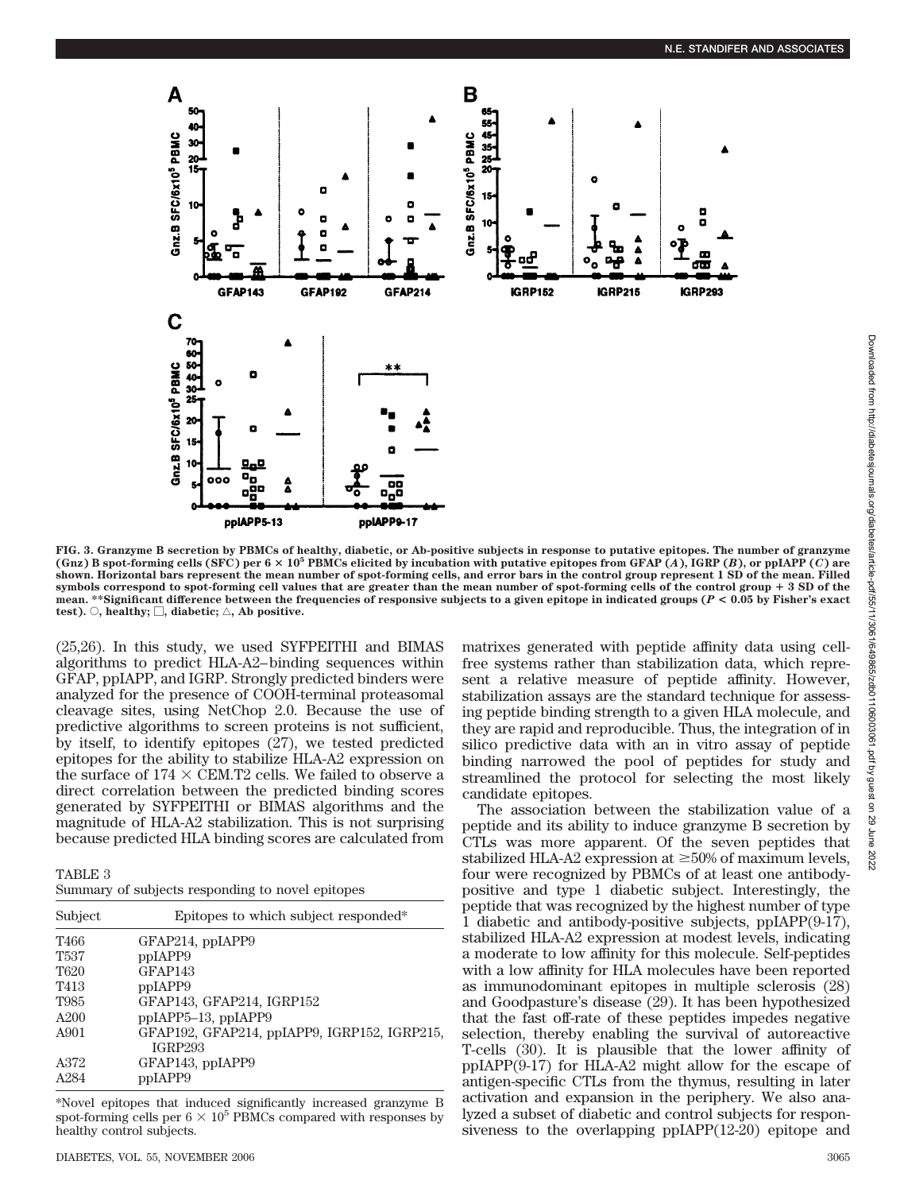FIG. 3. Granzyme B secretion by PBMCs of healthy, diabetic, or Ab-positive subjects in response to putative epitopes. The number of granzyme (Gnz) B spot-forming cells (SFC) per $6 \times 10^5$ PBMCs elicited by incubation with putative epitopes from GFAP (*A*), IGRP (*B*), or ppIAPP (*C*) are shown. Horizontal bars represent the mean number of spot-forming cells, and error bars in the control group represent 1 SD of the mean. Filled symbols correspond to spot-forming cell values that are greater than the mean number of spot-forming cells of the control group + 3 SD of the mean. **Significant difference between the frequencies of responsive subjects to a given epitope in indicated groups ($P < 0.05$ by Fisher's exact test). ○, healthy; □, diabetic; △, Ab positive.

(25,26). In this study, we used SYFPEITHI and BIMAS algorithms to predict HLA-A2–binding sequences within GFAP, ppIAPP, and IGRP. Strongly predicted binders were analyzed for the presence of COOH-terminal proteasomal cleavage sites, using NetChop 2.0. Because the use of predictive algorithms to screen proteins is not sufficient, by itself, to identify epitopes (27), we tested predicted epitopes for the ability to stabilize HLA-A2 expression on the surface of 174 × CEM.T2 cells. We failed to observe a direct correlation between the predicted binding scores generated by SYFPEITHI or BIMAS algorithms and the magnitude of HLA-A2 stabilization. This is not surprising because predicted HLA binding scores are calculated from matrixes generated with peptide affinity data using cell-free systems rather than stabilization data, which represent a relative measure of peptide affinity. However, stabilization assays are the standard technique for assessing peptide binding strength to a given HLA molecule, and they are rapid and reproducible. Thus, the integration of in silico predictive data with an in vitro assay of peptide binding narrowed the pool of peptides for study and streamlined the protocol for selecting the most likely candidate epitopes.

The association between the stabilization value of a peptide and its ability to induce granzyme B secretion by CTLs was more apparent. Of the seven peptides that stabilized HLA-A2 expression at ≥50% of maximum levels, four were recognized by PBMCs of at least one antibody-positive and type 1 diabetic subject. Interestingly, the peptide that was recognized by the highest number of type 1 diabetic and antibody-positive subjects, ppIAPP(9-17), stabilized HLA-A2 expression at modest levels, indicating a moderate to low affinity for this molecule. Self-peptides with a low affinity for HLA molecules have been reported as immunodominant epitopes in multiple sclerosis (28) and Goodpasture's disease (29). It has been hypothesized that the fast off-rate of these peptides impedes negative selection, thereby enabling the survival of autoreactive T-cells (30). It is plausible that the lower affinity of ppIAPP(9-17) for HLA-A2 might allow for the escape of antigen-specific CTLs from the thymus, resulting in later activation and expansion in the periphery. We also analyzed a subset of diabetic and control subjects for responsiveness to the overlapping ppIAPP(12-20) epitope and

TABLE 3
Summary of subjects responding to novel epitopes

| Subject | Epitopes to which subject responded* |
|---|---|
| T466 | GFAP214, ppIAPP9 |
| T537 | ppIAPP9 |
| T620 | GFAP143 |
| T413 | ppIAPP9 |
| T985 | GFAP143, GFAP214, IGRP152 |
| A200 | ppIAPP5–13, ppIAPP9 |
| A901 | GFAP192, GFAP214, ppIAPP9, IGRP152, IGRP215, IGRP293 |
| A372 | GFAP143, ppIAPP9 |
| A284 | ppIAPP9 |

*Novel epitopes that induced significantly increased granzyme B spot-forming cells per $6 \times 10^5$ PBMCs compared with responses by healthy control subjects.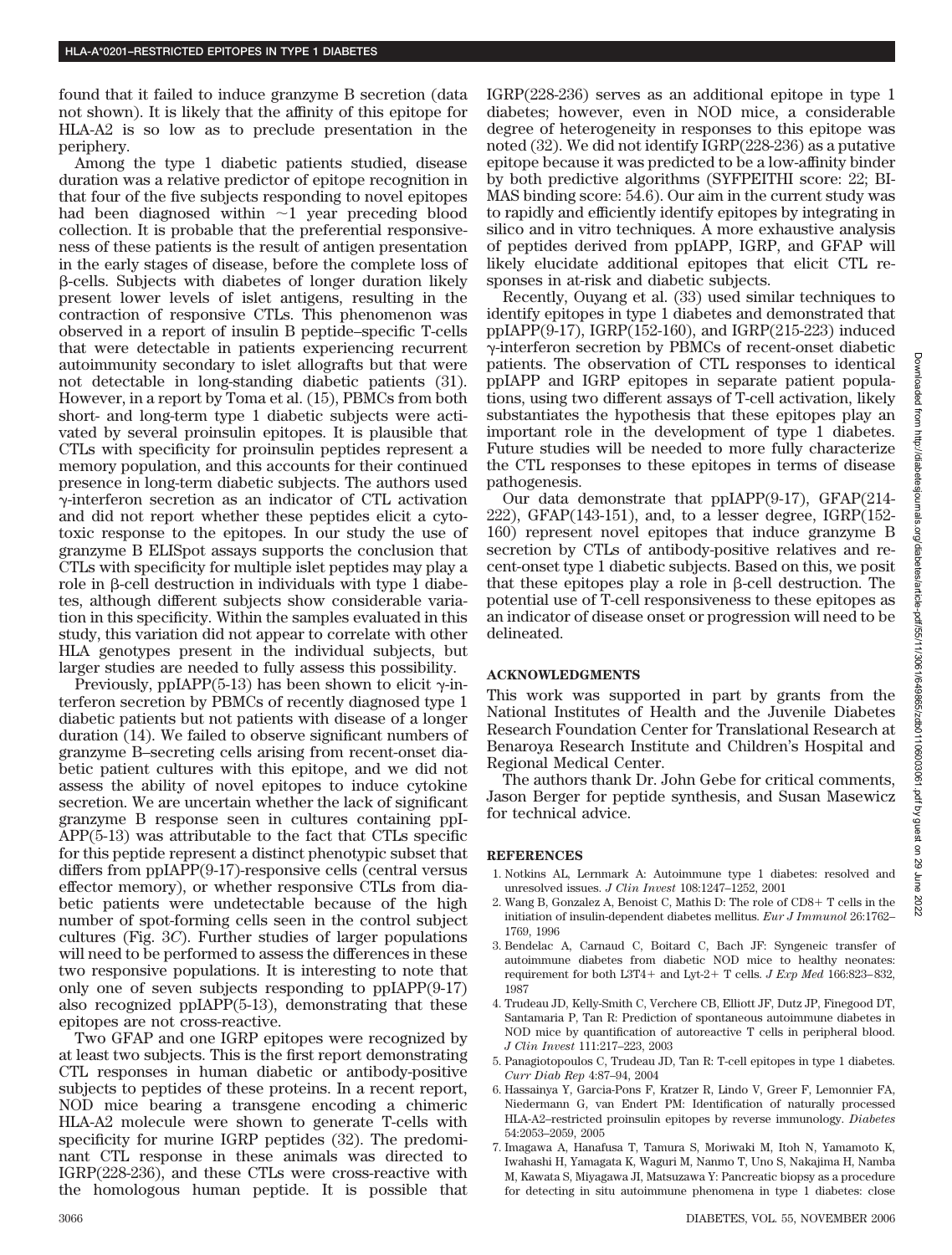found that it failed to induce granzyme B secretion (data not shown). It is likely that the affinity of this epitope for HLA-A2 is so low as to preclude presentation in the periphery.

Among the type 1 diabetic patients studied, disease duration was a relative predictor of epitope recognition in that four of the five subjects responding to novel epitopes had been diagnosed within ~1 year preceding blood collection. It is probable that the preferential responsiveness of these patients is the result of antigen presentation in the early stages of disease, before the complete loss of β-cells. Subjects with diabetes of longer duration likely present lower levels of islet antigens, resulting in the contraction of responsive CTLs. This phenomenon was observed in a report of insulin B peptide–specific T-cells that were detectable in patients experiencing recurrent autoimmunity secondary to islet allografts but that were not detectable in long-standing diabetic patients (31). However, in a report by Toma et al. (15), PBMCs from both short- and long-term type 1 diabetic subjects were activated by several proinsulin epitopes. It is plausible that CTLs with specificity for proinsulin peptides represent a memory population, and this accounts for their continued presence in long-term diabetic subjects. The authors used γ-interferon secretion as an indicator of CTL activation and did not report whether these peptides elicit a cytotoxic response to the epitopes. In our study the use of granzyme B ELISpot assays supports the conclusion that CTLs with specificity for multiple islet peptides may play a role in β-cell destruction in individuals with type 1 diabetes, although different subjects show considerable variation in this specificity. Within the samples evaluated in this study, this variation did not appear to correlate with other HLA genotypes present in the individual subjects, but larger studies are needed to fully assess this possibility.

Previously, ppIAPP(5-13) has been shown to elicit γ-interferon secretion by PBMCs of recently diagnosed type 1 diabetic patients but not patients with disease of a longer duration (14). We failed to observe significant numbers of granzyme B–secreting cells arising from recent-onset diabetic patient cultures with this epitope, and we did not assess the ability of novel epitopes to induce cytokine secretion. We are uncertain whether the lack of significant granzyme B response seen in cultures containing ppIAPP(5-13) was attributable to the fact that CTLs specific for this peptide represent a distinct phenotypic subset that differs from ppIAPP(9-17)-responsive cells (central versus effector memory), or whether responsive CTLs from diabetic patients were undetectable because of the high number of spot-forming cells seen in the control subject cultures (Fig. 3*C*). Further studies of larger populations will need to be performed to assess the differences in these two responsive populations. It is interesting to note that only one of seven subjects responding to ppIAPP(9-17) also recognized ppIAPP(5-13), demonstrating that these epitopes are not cross-reactive.

Two GFAP and one IGRP epitopes were recognized by at least two subjects. This is the first report demonstrating CTL responses in human diabetic or antibody-positive subjects to peptides of these proteins. In a recent report, NOD mice bearing a transgene encoding a chimeric HLA-A2 molecule were shown to generate T-cells with specificity for murine IGRP peptides (32). The predominant CTL response in these animals was directed to IGRP(228-236), and these CTLs were cross-reactive with the homologous human peptide. It is possible that IGRP(228-236) serves as an additional epitope in type 1 diabetes; however, even in NOD mice, a considerable degree of heterogeneity in responses to this epitope was noted (32). We did not identify IGRP(228-236) as a putative epitope because it was predicted to be a low-affinity binder by both predictive algorithms (SYFPEITHI score: 22; BIMAS binding score: 54.6). Our aim in the current study was to rapidly and efficiently identify epitopes by integrating in silico and in vitro techniques. A more exhaustive analysis of peptides derived from ppIAPP, IGRP, and GFAP will likely elucidate additional epitopes that elicit CTL responses in at-risk and diabetic subjects.

Recently, Ouyang et al. (33) used similar techniques to identify epitopes in type 1 diabetes and demonstrated that ppIAPP(9-17), IGRP(152-160), and IGRP(215-223) induced γ-interferon secretion by PBMCs of recent-onset diabetic patients. The observation of CTL responses to identical ppIAPP and IGRP epitopes in separate patient populations, using two different assays of T-cell activation, likely substantiates the hypothesis that these epitopes play an important role in the development of type 1 diabetes. Future studies will be needed to more fully characterize the CTL responses to these epitopes in terms of disease pathogenesis.

Our data demonstrate that ppIAPP(9-17), GFAP(214-222), GFAP(143-151), and, to a lesser degree, IGRP(152-160) represent novel epitopes that induce granzyme B secretion by CTLs of antibody-positive relatives and recent-onset type 1 diabetic subjects. Based on this, we posit that these epitopes play a role in β-cell destruction. The potential use of T-cell responsiveness to these epitopes as an indicator of disease onset or progression will need to be delineated.

## ACKNOWLEDGMENTS

This work was supported in part by grants from the National Institutes of Health and the Juvenile Diabetes Research Foundation Center for Translational Research at Benaroya Research Institute and Children's Hospital and Regional Medical Center.

The authors thank Dr. John Gebe for critical comments, Jason Berger for peptide synthesis, and Susan Masewicz for technical advice.

## REFERENCES

1. Notkins AL, Lernmark A: Autoimmune type 1 diabetes: resolved and unresolved issues. *J Clin Invest* 108:1247–1252, 2001
2. Wang B, Gonzalez A, Benoist C, Mathis D: The role of CD8+ T cells in the initiation of insulin-dependent diabetes mellitus. *Eur J Immunol* 26:1762–1769, 1996
3. Bendelac A, Carnaud C, Boitard C, Bach JF: Syngeneic transfer of autoimmune diabetes from diabetic NOD mice to healthy neonates: requirement for both L3T4+ and Lyt-2+ T cells. *J Exp Med* 166:823–832, 1987
4. Trudeau JD, Kelly-Smith C, Verchere CB, Elliott JF, Dutz JP, Finegood DT, Santamaria P, Tan R: Prediction of spontaneous autoimmune diabetes in NOD mice by quantification of autoreactive T cells in peripheral blood. *J Clin Invest* 111:217–223, 2003
5. Panagiotopoulos C, Trudeau JD, Tan R: T-cell epitopes in type 1 diabetes. *Curr Diab Rep* 4:87–94, 2004
6. Hassainya Y, Garcia-Pons F, Kratzer R, Lindo V, Greer F, Lemonnier FA, Niedermann G, van Endert PM: Identification of naturally processed HLA-A2–restricted proinsulin epitopes by reverse immunology. *Diabetes* 54:2053–2059, 2005
7. Imagawa A, Hanafusa T, Tamura S, Moriwaki M, Itoh N, Yamamoto K, Iwahashi H, Yamagata K, Waguri M, Nanmo T, Uno S, Nakajima H, Namba M, Kawata S, Miyagawa JI, Matsuzawa Y: Pancreatic biopsy as a procedure for detecting in situ autoimmune phenomena in type 1 diabetes: close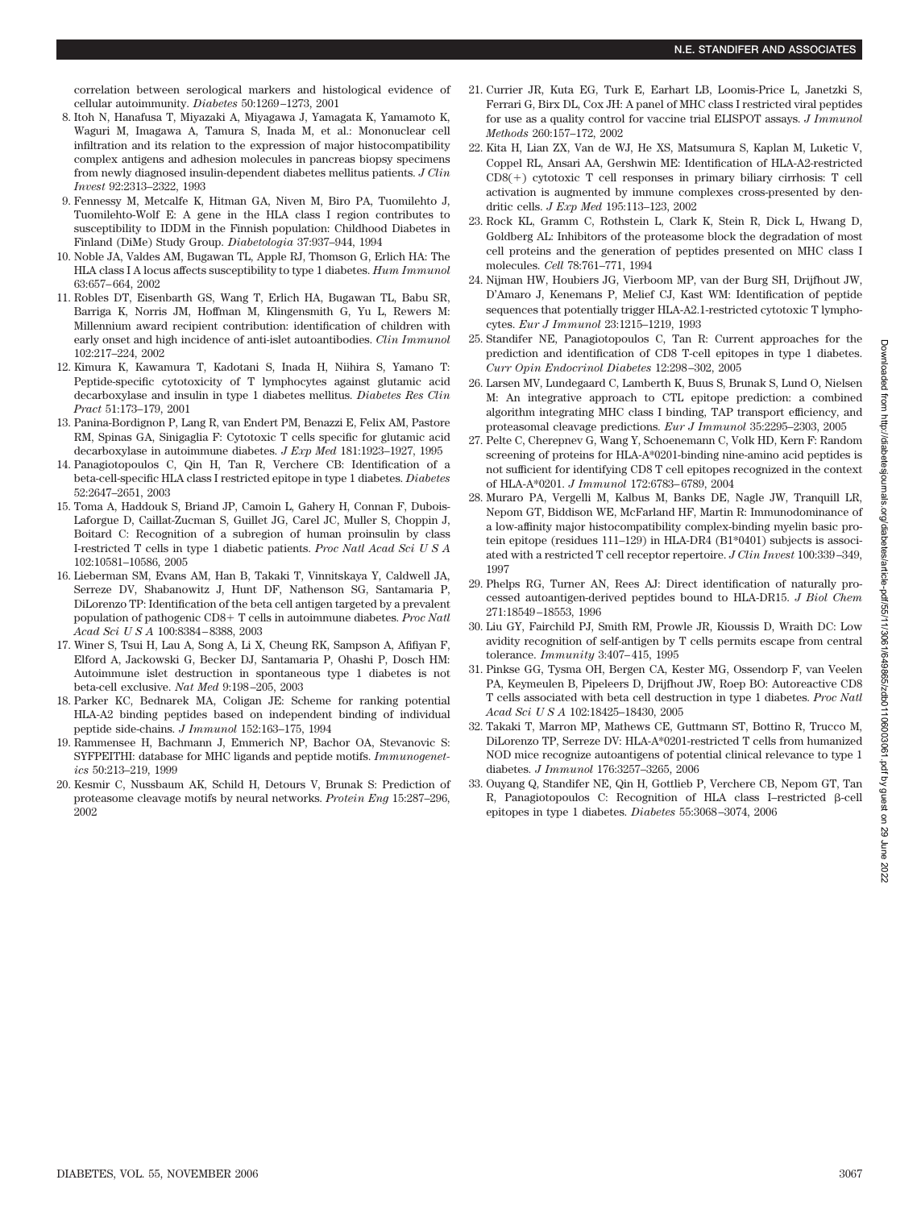correlation between serological markers and histological evidence of cellular autoimmunity. *Diabetes* 50:1269–1273, 2001

8. Itoh N, Hanafusa T, Miyazaki A, Miyagawa J, Yamagata K, Yamamoto K, Waguri M, Imagawa A, Tamura S, Inada M, et al.: Mononuclear cell infiltration and its relation to the expression of major histocompatibility complex antigens and adhesion molecules in pancreas biopsy specimens from newly diagnosed insulin-dependent diabetes mellitus patients. *J Clin Invest* 92:2313–2322, 1993
9. Fennessy M, Metcalfe K, Hitman GA, Niven M, Biro PA, Tuomilehto J, Tuomilehto-Wolf E: A gene in the HLA class I region contributes to susceptibility to IDDM in the Finnish population: Childhood Diabetes in Finland (DiMe) Study Group. *Diabetologia* 37:937–944, 1994
10. Noble JA, Valdes AM, Bugawan TL, Apple RJ, Thomson G, Erlich HA: The HLA class I A locus affects susceptibility to type 1 diabetes. *Hum Immunol* 63:657–664, 2002
11. Robles DT, Eisenbarth GS, Wang T, Erlich HA, Bugawan TL, Babu SR, Barriga K, Norris JM, Hoffman M, Klingensmith G, Yu L, Rewers M: Millennium award recipient contribution: identification of children with early onset and high incidence of anti-islet autoantibodies. *Clin Immunol* 102:217–224, 2002
12. Kimura K, Kawamura T, Kadotani S, Inada H, Niihira S, Yamano T: Peptide-specific cytotoxicity of T lymphocytes against glutamic acid decarboxylase and insulin in type 1 diabetes mellitus. *Diabetes Res Clin Pract* 51:173–179, 2001
13. Panina-Bordignon P, Lang R, van Endert PM, Benazzi E, Felix AM, Pastore RM, Spinas GA, Sinigaglia F: Cytotoxic T cells specific for glutamic acid decarboxylase in autoimmune diabetes. *J Exp Med* 181:1923–1927, 1995
14. Panagiotopoulos C, Qin H, Tan R, Verchere CB: Identification of a beta-cell-specific HLA class I restricted epitope in type 1 diabetes. *Diabetes* 52:2647–2651, 2003
15. Toma A, Haddouk S, Briand JP, Camoin L, Gahery H, Connan F, Dubois-Laforgue D, Caillat-Zucman S, Guillet JG, Carel JC, Muller S, Choppin J, Boitard C: Recognition of a subregion of human proinsulin by class I-restricted T cells in type 1 diabetic patients. *Proc Natl Acad Sci U S A* 102:10581–10586, 2005
16. Lieberman SM, Evans AM, Han B, Takaki T, Vinnitskaya Y, Caldwell JA, Serreze DV, Shabanowitz J, Hunt DF, Nathenson SG, Santamaria P, DiLorenzo TP: Identification of the beta cell antigen targeted by a prevalent population of pathogenic CD8+ T cells in autoimmune diabetes. *Proc Natl Acad Sci U S A* 100:8384–8388, 2003
17. Winer S, Tsui H, Lau A, Song A, Li X, Cheung RK, Sampson A, Afifiyan F, Elford A, Jackowski G, Becker DJ, Santamaria P, Ohashi P, Dosch HM: Autoimmune islet destruction in spontaneous type 1 diabetes is not beta-cell exclusive. *Nat Med* 9:198–205, 2003
18. Parker KC, Bednarek MA, Coligan JE: Scheme for ranking potential HLA-A2 binding peptides based on independent binding of individual peptide side-chains. *J Immunol* 152:163–175, 1994
19. Rammensee H, Bachmann J, Emmerich NP, Bachor OA, Stevanovic S: SYFPEITHI: database for MHC ligands and peptide motifs. *Immunogenetics* 50:213–219, 1999
20. Kesmir C, Nussbaum AK, Schild H, Detours V, Brunak S: Prediction of proteasome cleavage motifs by neural networks. *Protein Eng* 15:287–296, 2002
21. Currier JR, Kuta EG, Turk E, Earhart LB, Loomis-Price L, Janetzki S, Ferrari G, Birx DL, Cox JH: A panel of MHC class I restricted viral peptides for use as a quality control for vaccine trial ELISPOT assays. *J Immunol Methods* 260:157–172, 2002
22. Kita H, Lian ZX, Van de WJ, He XS, Matsumura S, Kaplan M, Luketic V, Coppel RL, Ansari AA, Gershwin ME: Identification of HLA-A2-restricted CD8(+) cytotoxic T cell responses in primary biliary cirrhosis: T cell activation is augmented by immune complexes cross-presented by dendritic cells. *J Exp Med* 195:113–123, 2002
23. Rock KL, Gramm C, Rothstein L, Clark K, Stein R, Dick L, Hwang D, Goldberg AL: Inhibitors of the proteasome block the degradation of most cell proteins and the generation of peptides presented on MHC class I molecules. *Cell* 78:761–771, 1994
24. Nijman HW, Houbiers JG, Vierboom MP, van der Burg SH, Drijfhout JW, D'Amaro J, Kenemans P, Melief CJ, Kast WM: Identification of peptide sequences that potentially trigger HLA-A2.1-restricted cytotoxic T lymphocytes. *Eur J Immunol* 23:1215–1219, 1993
25. Standifer NE, Panagiotopoulos C, Tan R: Current approaches for the prediction and identification of CD8 T-cell epitopes in type 1 diabetes. *Curr Opin Endocrinol Diabetes* 12:298–302, 2005
26. Larsen MV, Lundegaard C, Lamberth K, Buus S, Brunak S, Lund O, Nielsen M: An integrative approach to CTL epitope prediction: a combined algorithm integrating MHC class I binding, TAP transport efficiency, and proteasomal cleavage predictions. *Eur J Immunol* 35:2295–2303, 2005
27. Pelte C, Cherepnev G, Wang Y, Schoenemann C, Volk HD, Kern F: Random screening of proteins for HLA-A*0201-binding nine-amino acid peptides is not sufficient for identifying CD8 T cell epitopes recognized in the context of HLA-A*0201. *J Immunol* 172:6783–6789, 2004
28. Muraro PA, Vergelli M, Kalbus M, Banks DE, Nagle JW, Tranquill LR, Nepom GT, Biddison WE, McFarland HF, Martin R: Immunodominance of a low-affinity major histocompatibility complex-binding myelin basic protein epitope (residues 111–129) in HLA-DR4 (B1*0401) subjects is associated with a restricted T cell receptor repertoire. *J Clin Invest* 100:339–349, 1997
29. Phelps RG, Turner AN, Rees AJ: Direct identification of naturally processed autoantigen-derived peptides bound to HLA-DR15. *J Biol Chem* 271:18549–18553, 1996
30. Liu GY, Fairchild PJ, Smith RM, Prowle JR, Kioussis D, Wraith DC: Low avidity recognition of self-antigen by T cells permits escape from central tolerance. *Immunity* 3:407–415, 1995
31. Pinkse GG, Tysma OH, Bergen CA, Kester MG, Ossendorp F, van Veelen PA, Keymeulen B, Pipeleers D, Drijfhout JW, Roep BO: Autoreactive CD8 T cells associated with beta cell destruction in type 1 diabetes. *Proc Natl Acad Sci U S A* 102:18425–18430, 2005
32. Takaki T, Marron MP, Mathews CE, Guttmann ST, Bottino R, Trucco M, DiLorenzo TP, Serreze DV: HLA-A*0201-restricted T cells from humanized NOD mice recognize autoantigens of potential clinical relevance to type 1 diabetes. *J Immunol* 176:3257–3265, 2006
33. Ouyang Q, Standifer NE, Qin H, Gottlieb P, Verchere CB, Nepom GT, Tan R, Panagiotopoulos C: Recognition of HLA class I–restricted β-cell epitopes in type 1 diabetes. *Diabetes* 55:3068–3074, 2006